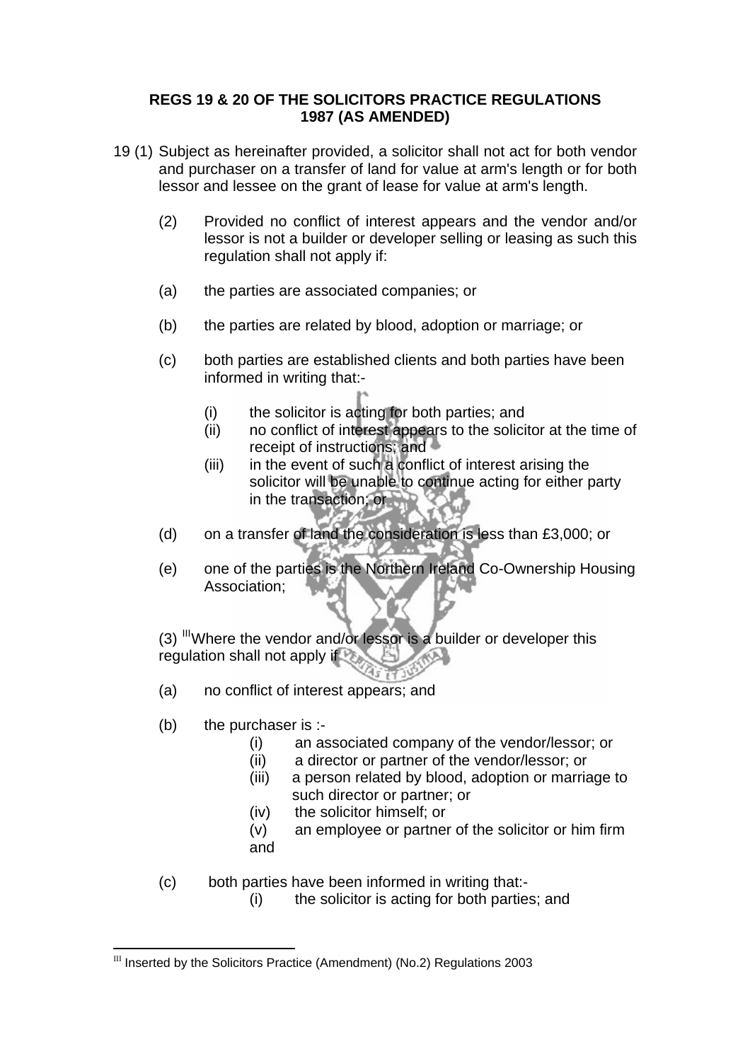**REGS 19 & 20 OF THE SOLICITORS PRACTICE REGULATIONS 1987 (AS AMENDED)**

19 (1) Subject as hereinafter provided, a solicitor shall not act for both vendor and purchaser on a transfer of land for value at arm's length or for both lessor and lessee on the grant of lease for value at arm's length.

(2) Provided no conflict of interest appears and the vendor and/or lessor is not a builder or developer selling or leasing as such this regulation shall not apply if:

(a) the parties are associated companies; or

(b) the parties are related by blood, adoption or marriage; or

(c) both parties are established clients and both parties have been informed in writing that:-

- (i) the solicitor is acting for both parties; and
- (ii) no conflict of interest appears to the solicitor at the time of receipt of instructions; and
- (iii) in the event of such a conflict of interest arising the solicitor will be unable to continue acting for either party in the transaction; or

(d) on a transfer of land the consideration is less than £3,000; or

(e) one of the parties is the Northern Ireland Co-Ownership Housing Association;

(3) [III]Where the vendor and/or lessor is a builder or developer this regulation shall not apply if

(a) no conflict of interest appears; and

(b) the purchaser is :-

- (i) an associated company of the vendor/lessor; or
- (ii) a director or partner of the vendor/lessor; or
- (iii) a person related by blood, adoption or marriage to such director or partner; or
- (iv) the solicitor himself; or
- (v) an employee or partner of the solicitor or him firm and

(c) both parties have been informed in writing that:-

- (i) the solicitor is acting for both parties; and

---

[III] Inserted by the Solicitors Practice (Amendment) (No.2) Regulations 2003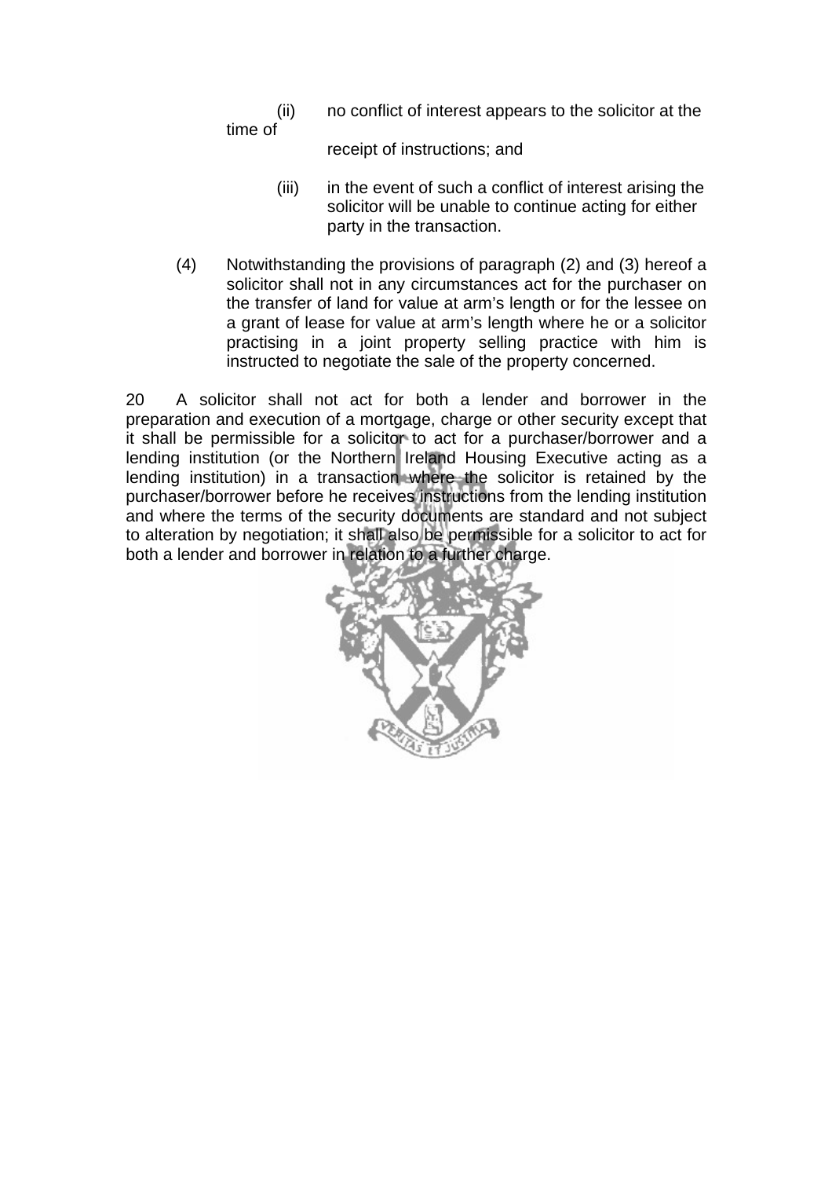(ii) no conflict of interest appears to the solicitor at the time of receipt of instructions; and

(iii) in the event of such a conflict of interest arising the solicitor will be unable to continue acting for either party in the transaction.

(4) Notwithstanding the provisions of paragraph (2) and (3) hereof a solicitor shall not in any circumstances act for the purchaser on the transfer of land for value at arm's length or for the lessee on a grant of lease for value at arm's length where he or a solicitor practising in a joint property selling practice with him is instructed to negotiate the sale of the property concerned.

20 A solicitor shall not act for both a lender and borrower in the preparation and execution of a mortgage, charge or other security except that it shall be permissible for a solicitor to act for a purchaser/borrower and a lending institution (or the Northern Ireland Housing Executive acting as a lending institution) in a transaction where the solicitor is retained by the purchaser/borrower before he receives instructions from the lending institution and where the terms of the security documents are standard and not subject to alteration by negotiation; it shall also be permissible for a solicitor to act for both a lender and borrower in relation to a further charge.